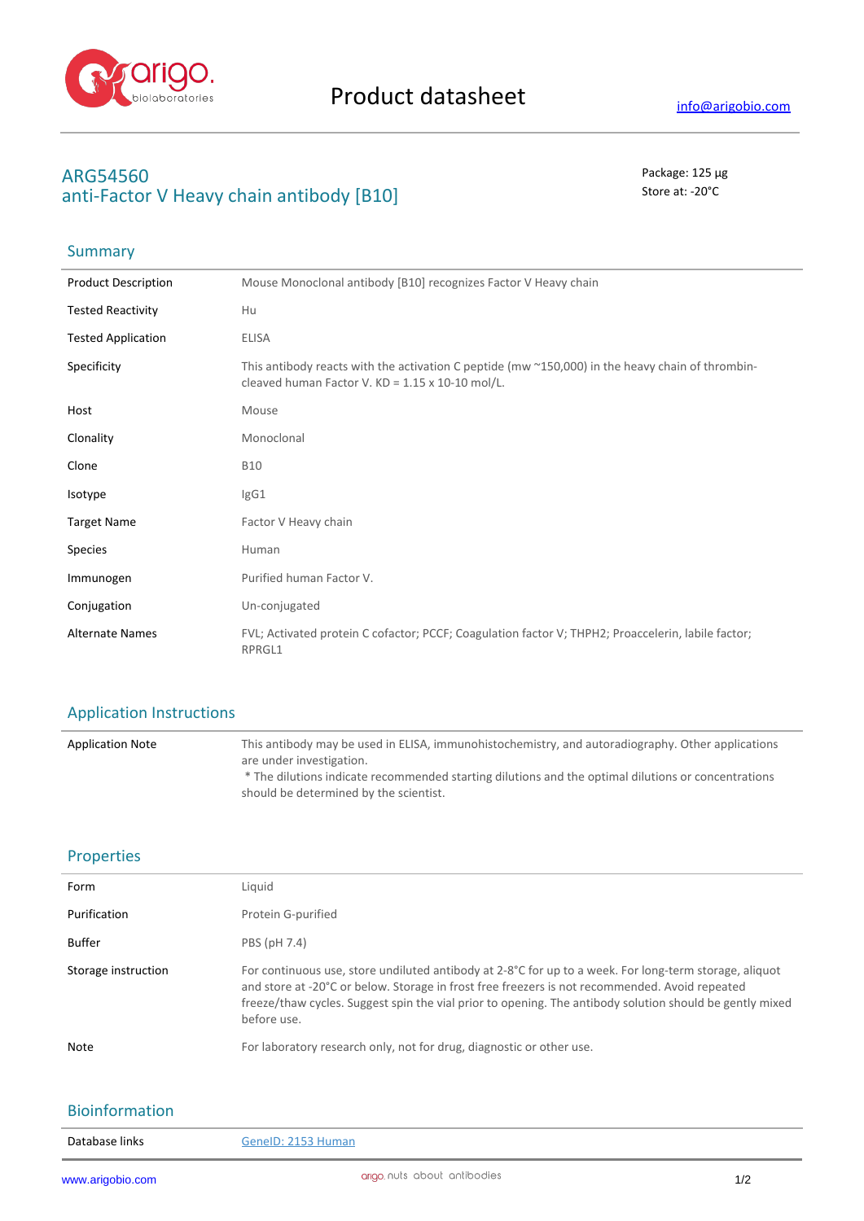# Product datasheet

info@arigobio.com

## ARG54560
## anti-Factor V Heavy chain antibody [B10]

Package: 125 μg
Store at: -20°C

### Summary

| | |
|---|---|
| Product Description | Mouse Monoclonal antibody [B10] recognizes Factor V Heavy chain |
| Tested Reactivity | Hu |
| Tested Application | ELISA |
| Specificity | This antibody reacts with the activation C peptide (mw ~150,000) in the heavy chain of thrombin-cleaved human Factor V. KD = 1.15 x 10-10 mol/L. |
| Host | Mouse |
| Clonality | Monoclonal |
| Clone | B10 |
| Isotype | IgG1 |
| Target Name | Factor V Heavy chain |
| Species | Human |
| Immunogen | Purified human Factor V. |
| Conjugation | Un-conjugated |
| Alternate Names | FVL; Activated protein C cofactor; PCCF; Coagulation factor V; THPH2; Proaccelerin, labile factor; RPRGL1 |

### Application Instructions

| | |
|---|---|
| Application Note | This antibody may be used in ELISA, immunohistochemistry, and autoradiography. Other applications are under investigation.<br>* The dilutions indicate recommended starting dilutions and the optimal dilutions or concentrations should be determined by the scientist. |

### Properties

| | |
|---|---|
| Form | Liquid |
| Purification | Protein G-purified |
| Buffer | PBS (pH 7.4) |
| Storage instruction | For continuous use, store undiluted antibody at 2-8°C for up to a week. For long-term storage, aliquot and store at -20°C or below. Storage in frost free freezers is not recommended. Avoid repeated freeze/thaw cycles. Suggest spin the vial prior to opening. The antibody solution should be gently mixed before use. |
| Note | For laboratory research only, not for drug, diagnostic or other use. |

### Bioinformation

| | |
|---|---|
| Database links | GeneID: 2153 Human |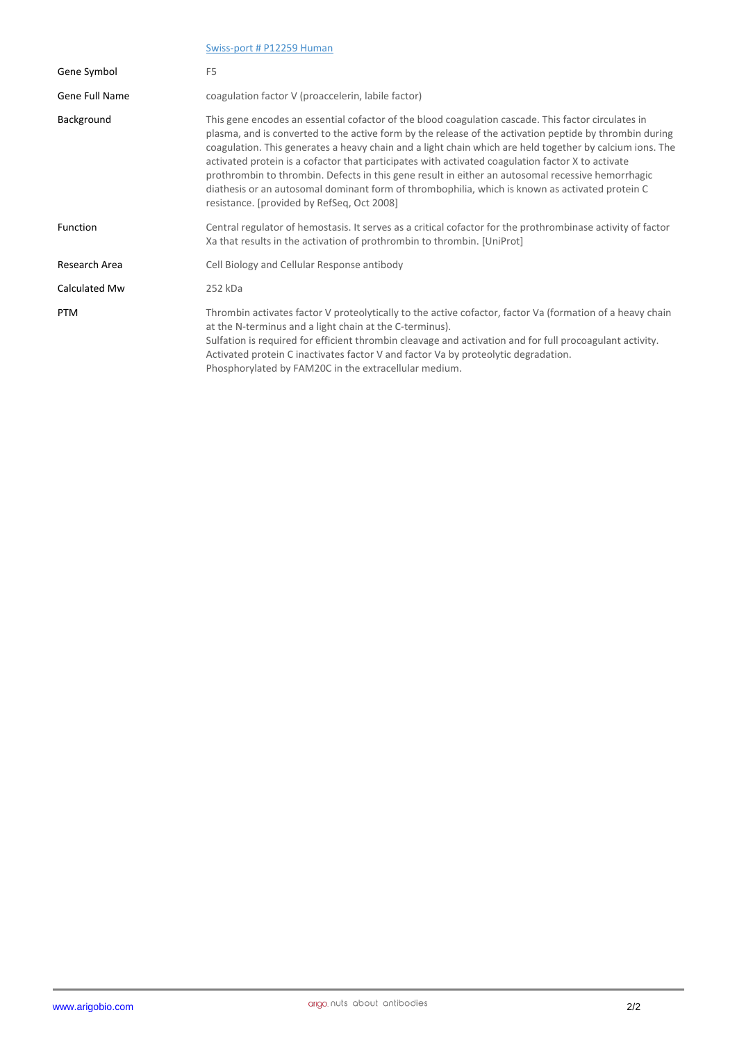| | |
|---|---|
| | Swiss-port # P12259 Human |
| Gene Symbol | F5 |
| Gene Full Name | coagulation factor V (proaccelerin, labile factor) |
| Background | This gene encodes an essential cofactor of the blood coagulation cascade. This factor circulates in plasma, and is converted to the active form by the release of the activation peptide by thrombin during coagulation. This generates a heavy chain and a light chain which are held together by calcium ions. The activated protein is a cofactor that participates with activated coagulation factor X to activate prothrombin to thrombin. Defects in this gene result in either an autosomal recessive hemorrhagic diathesis or an autosomal dominant form of thrombophilia, which is known as activated protein C resistance. [provided by RefSeq, Oct 2008] |
| Function | Central regulator of hemostasis. It serves as a critical cofactor for the prothrombinase activity of factor Xa that results in the activation of prothrombin to thrombin. [UniProt] |
| Research Area | Cell Biology and Cellular Response antibody |
| Calculated Mw | 252 kDa |
| PTM | Thrombin activates factor V proteolytically to the active cofactor, factor Va (formation of a heavy chain at the N-terminus and a light chain at the C-terminus).<br>Sulfation is required for efficient thrombin cleavage and activation and for full procoagulant activity.<br>Activated protein C inactivates factor V and factor Va by proteolytic degradation.<br>Phosphorylated by FAM20C in the extracellular medium. |